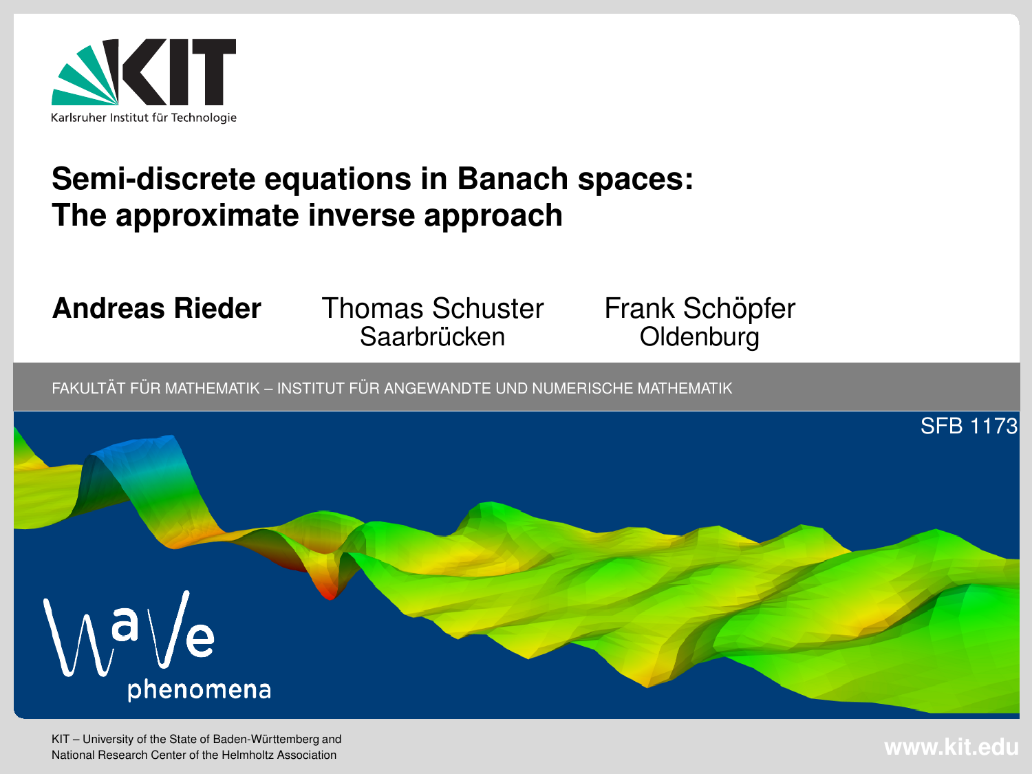Karlsruher Institut für Technologie

# Semi-discrete equations in Banach spaces: The approximate inverse approach

**Andreas Rieder** Thomas Schuster Frank Schöpfer

Saarbrücken Oldenburg

FAKULTÄT FÜR MATHEMATIK – INSTITUT FÜR ANGEWANDTE UND NUMERISCHE MATHEMATIK

SFB 1173

Wave phenomena

KIT – University of the State of Baden-Württemberg and National Research Center of the Helmholtz Association

www.kit.edu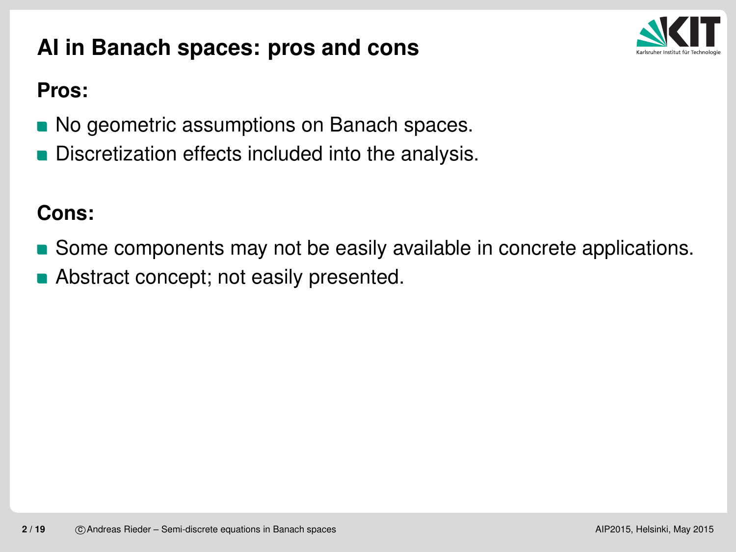# AI in Banach spaces: pros and cons

**Pros:**

- No geometric assumptions on Banach spaces.
- Discretization effects included into the analysis.

**Cons:**

- Some components may not be easily available in concrete applications.
- Abstract concept; not easily presented.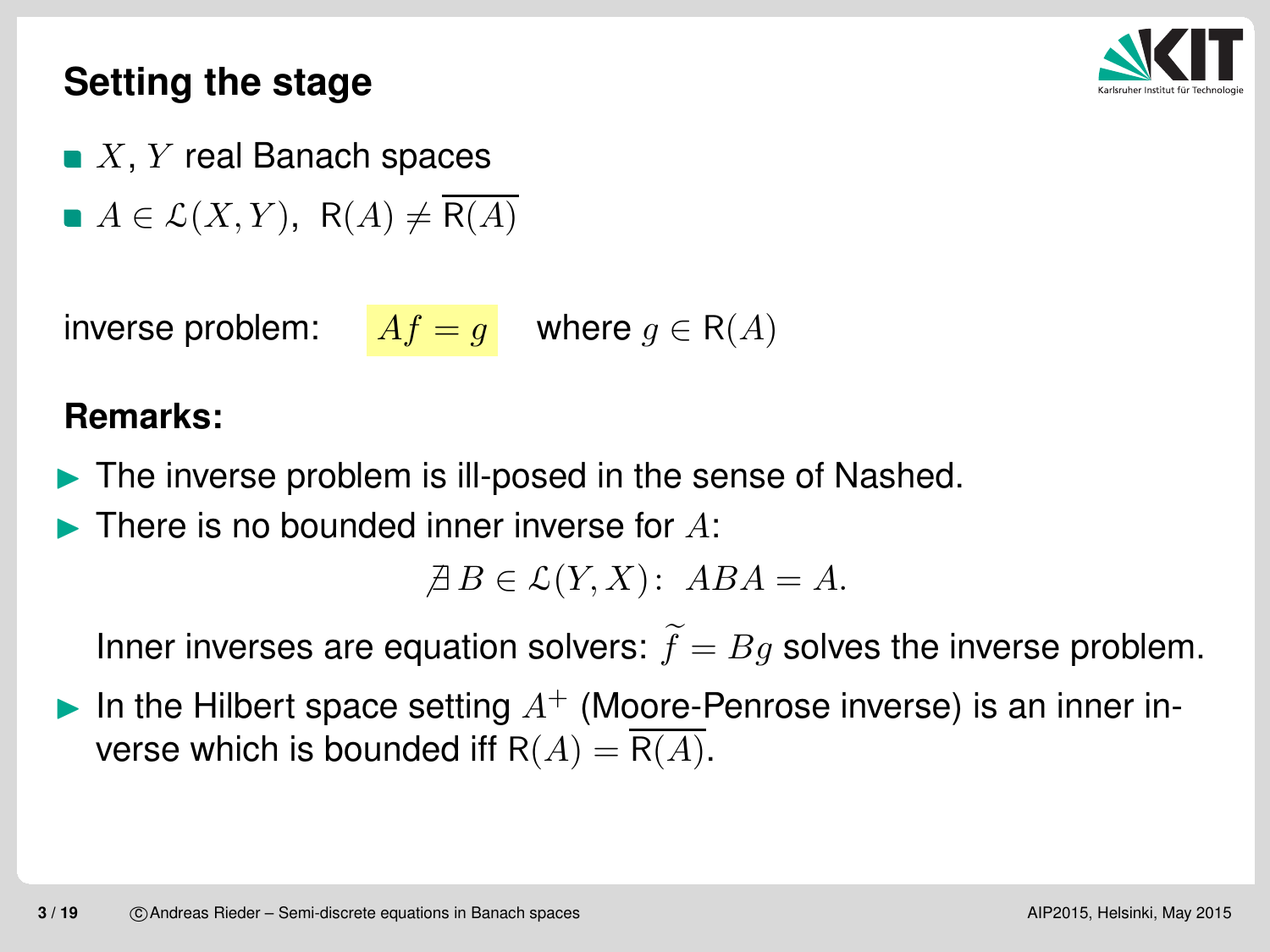# Setting the stage

- $X, Y$ real Banach spaces
- $A \in \mathcal{L}(X,Y)$, $\mathsf{R}(A) \neq \overline{\mathsf{R}(A)}$

inverse problem: $Af = g$ where $g \in \mathsf{R}(A)$

**Remarks:**

- The inverse problem is ill-posed in the sense of Nashed.
- There is no bounded inner inverse for $A$:

$$\nexists\, B \in \mathcal{L}(Y,X):\ ABA = A.$$

  Inner inverses are equation solvers: $\widetilde{f} = Bg$ solves the inverse problem.
- In the Hilbert space setting $A^{+}$ (Moore-Penrose inverse) is an inner inverse which is bounded iff $\mathsf{R}(A) = \overline{\mathsf{R}(A)}$.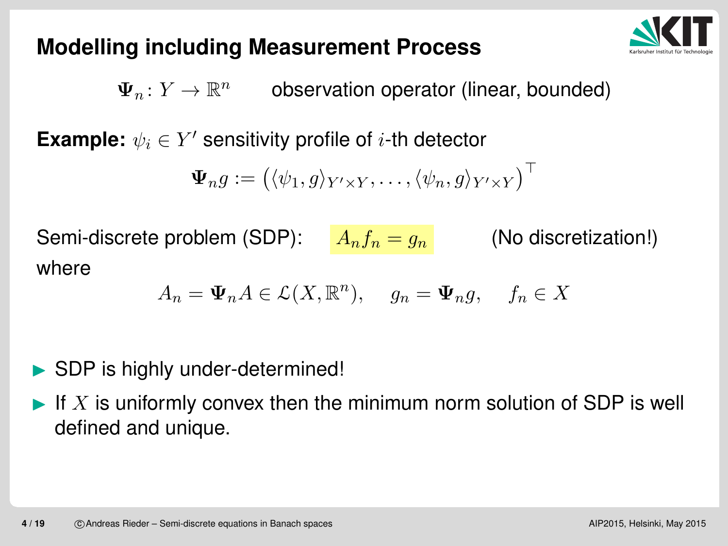## Modelling including Measurement Process

$\mathbf{\Psi}_n \colon Y \to \mathbb{R}^n$ observation operator (linear, bounded)

**Example:** $\psi_i \in Y'$ sensitivity profile of $i$-th detector

$$\mathbf{\Psi}_n g := \left(\langle \psi_1, g\rangle_{Y' \times Y}, \ldots, \langle \psi_n, g\rangle_{Y' \times Y}\right)^\top$$

Semi-discrete problem (SDP): $A_n f_n = g_n$ (No discretization!)

where

$$A_n = \mathbf{\Psi}_n A \in \mathcal{L}(X, \mathbb{R}^n), \quad g_n = \mathbf{\Psi}_n g, \quad f_n \in X$$

- SDP is highly under-determined!
- If $X$ is uniformly convex then the minimum norm solution of SDP is well defined and unique.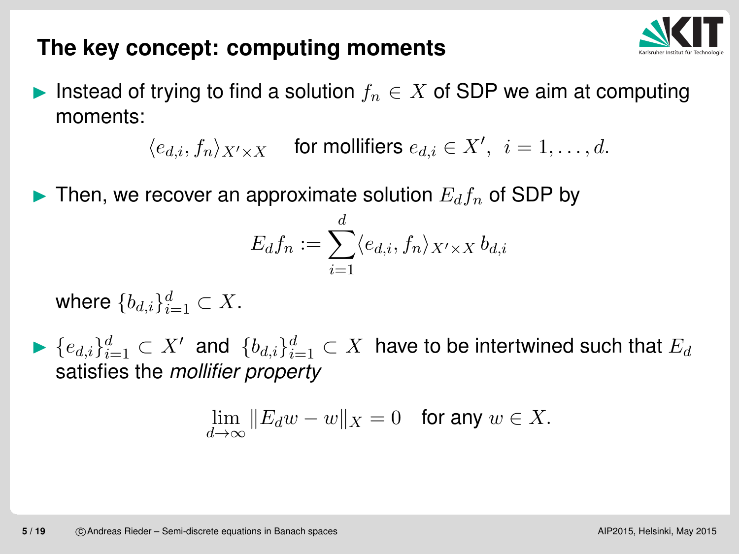## The key concept: computing moments

- Instead of trying to find a solution $f_n \in X$ of SDP we aim at computing moments:

$$\langle e_{d,i}, f_n \rangle_{X' \times X} \qquad \text{for mollifiers } e_{d,i} \in X', \ i = 1, \dots, d.$$

- Then, we recover an approximate solution $E_d f_n$ of SDP by

$$E_d f_n := \sum_{i=1}^{d} \langle e_{d,i}, f_n \rangle_{X' \times X} \, b_{d,i}$$

  where $\{b_{d,i}\}_{i=1}^{d} \subset X$.

- $\{e_{d,i}\}_{i=1}^{d} \subset X'$ and $\{b_{d,i}\}_{i=1}^{d} \subset X$ have to be intertwined such that $E_d$ satisfies the *mollifier property*

$$\lim_{d \to \infty} \| E_d w - w \|_X = 0 \quad \text{for any } w \in X.$$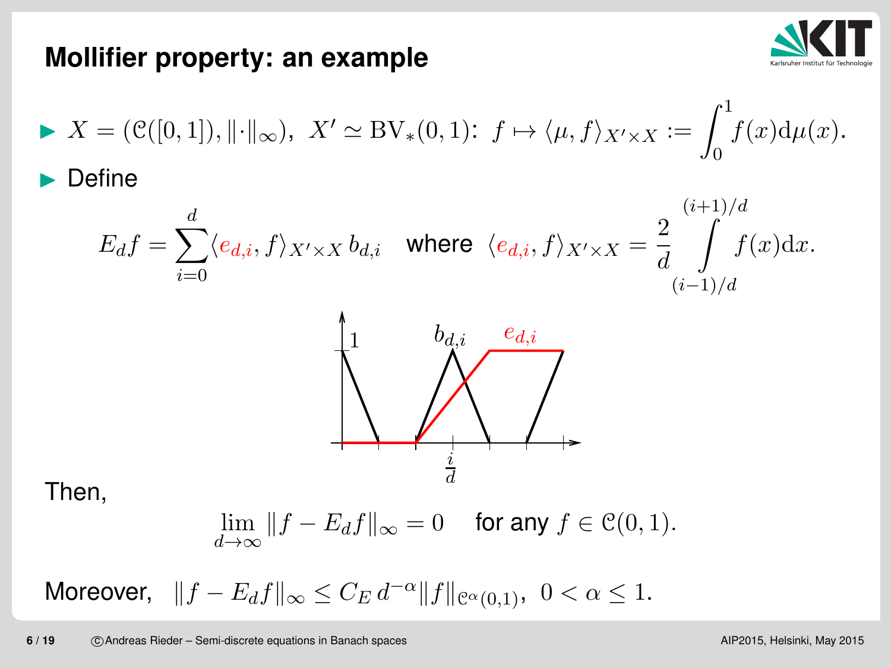# Mollifier property: an example

- $X = (\mathcal{C}([0,1]), \|\cdot\|_\infty)$, $X' \simeq \mathrm{BV}_*(0,1)$: $f \mapsto \langle \mu, f \rangle_{X' \times X} := \int_0^1 f(x) \mathrm{d}\mu(x)$.
- Define

$$E_d f = \sum_{i=0}^{d} \langle e_{d,i}, f \rangle_{X' \times X} \, b_{d,i} \quad \text{where} \quad \langle e_{d,i}, f \rangle_{X' \times X} = \frac{2}{d} \int_{(i-1)/d}^{(i+1)/d} f(x) \mathrm{d}x.$$

Then,

$$\lim_{d \to \infty} \|f - E_d f\|_\infty = 0 \quad \text{for any } f \in \mathcal{C}(0,1).$$

Moreover, $\|f - E_d f\|_\infty \le C_E \, d^{-\alpha} \|f\|_{\mathcal{C}^\alpha(0,1)}$, $0 < \alpha \le 1$.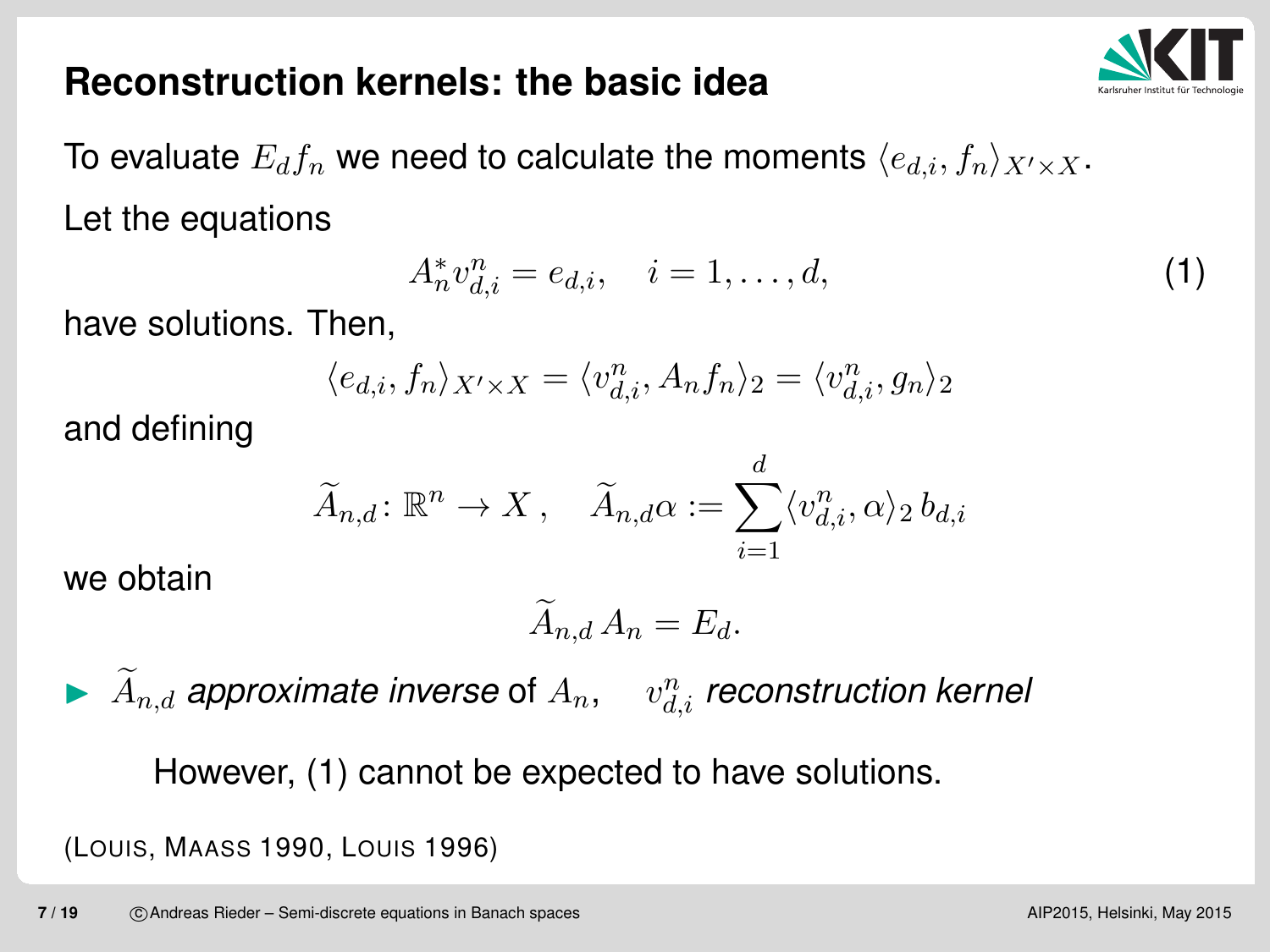# Reconstruction kernels: the basic idea

To evaluate $E_d f_n$ we need to calculate the moments $\langle e_{d,i}, f_n \rangle_{X' \times X}$.

Let the equations

$$A_n^* v_{d,i}^n = e_{d,i}, \quad i = 1, \ldots, d, \tag{1}$$

have solutions. Then,

$$\langle e_{d,i}, f_n \rangle_{X' \times X} = \langle v_{d,i}^n, A_n f_n \rangle_2 = \langle v_{d,i}^n, g_n \rangle_2$$

and defining

$$\widetilde{A}_{n,d} \colon \mathbb{R}^n \to X \,, \quad \widetilde{A}_{n,d} \alpha := \sum_{i=1}^{d} \langle v_{d,i}^n, \alpha \rangle_2 \, b_{d,i}$$

we obtain

$$\widetilde{A}_{n,d} \, A_n = E_d.$$

- $\widetilde{A}_{n,d}$ *approximate inverse* of $A_n$, $\quad v_{d,i}^n$ *reconstruction kernel*

  However, (1) cannot be expected to have solutions.

(Louis, Maass 1990, Louis 1996)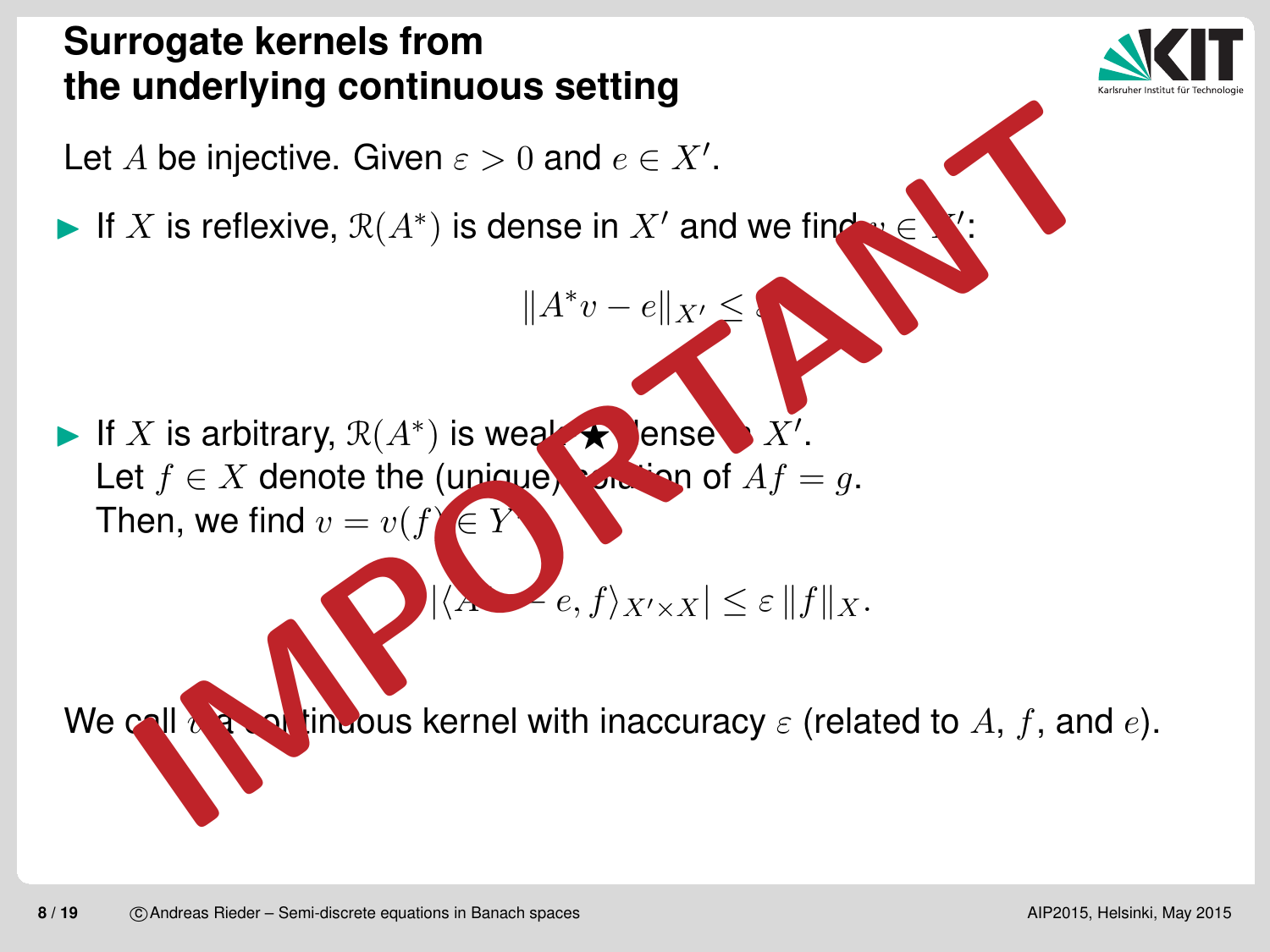# Surrogate kernels from the underlying continuous setting

Let $A$ be injective. Given $\varepsilon > 0$ and $e \in X'$.

- If $X$ is reflexive, $\mathcal{R}(A^*)$ is dense in $X'$ and we find $v \in Y'$:

$$\|A^*v - e\|_{X'} \leq \varepsilon$$

- If $X$ is arbitrary, $\mathcal{R}(A^*)$ is weak-$\star$ dense in $X'$.
  Let $f \in X$ denote the (unique) solution of $Af = g$.
  Then, we find $v = v(f) \in Y'$:

$$|\langle A^*v - e, f\rangle_{X' \times X}| \leq \varepsilon \, \|f\|_X .$$

We call $v$ a continuous kernel with inaccuracy $\varepsilon$ (related to $A$, $f$, and $e$).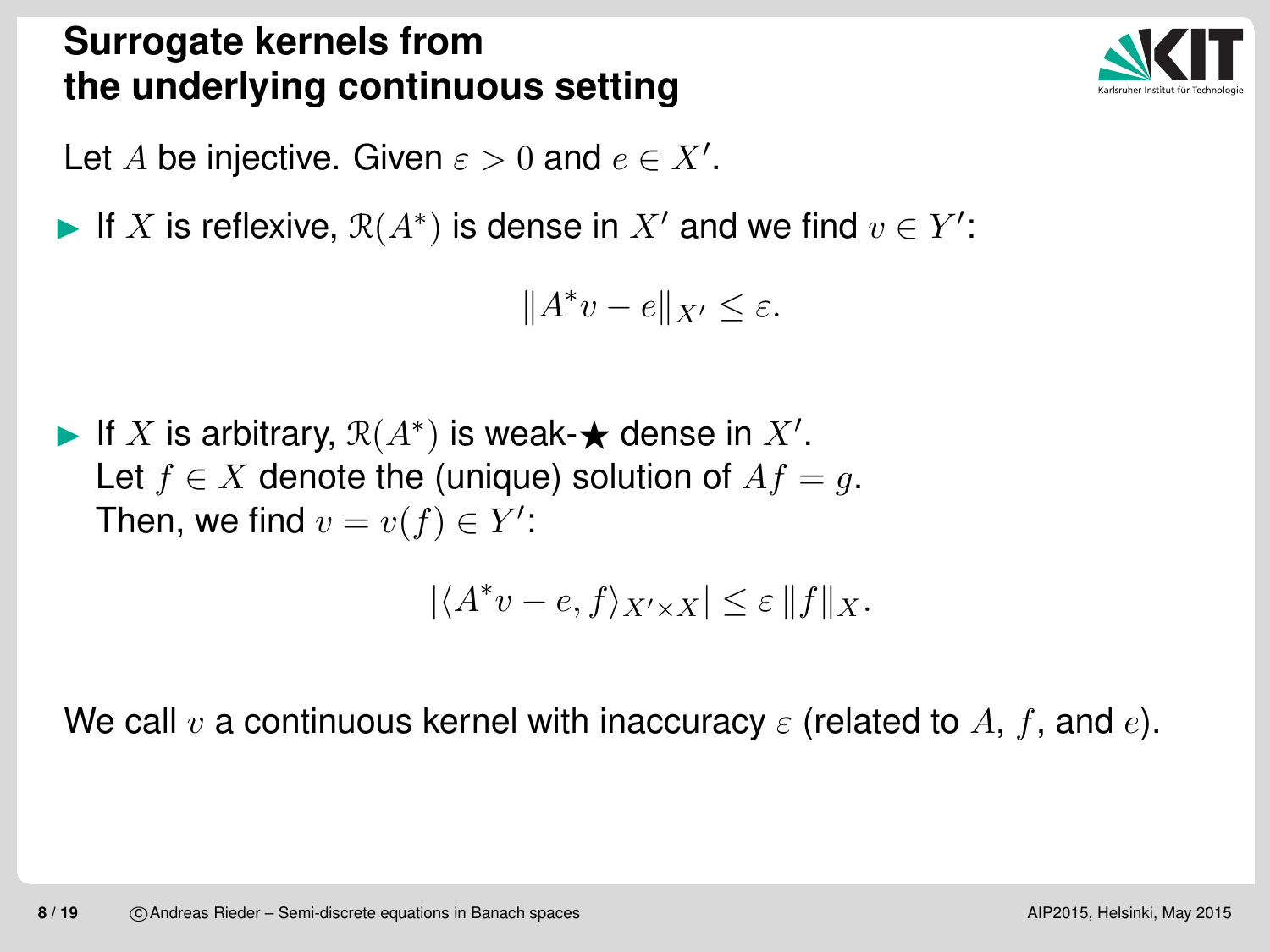# Surrogate kernels from the underlying continuous setting

Let $A$ be injective. Given $\varepsilon > 0$ and $e \in X'$.

- If $X$ is reflexive, $\mathcal{R}(A^*)$ is dense in $X'$ and we find $v \in Y'$:

$$\|A^* v - e\|_{X'} \leq \varepsilon.$$

- If $X$ is arbitrary, $\mathcal{R}(A^*)$ is weak-★ dense in $X'$.
  Let $f \in X$ denote the (unique) solution of $Af = g$.
  Then, we find $v = v(f) \in Y'$:

$$|\langle A^* v - e, f \rangle_{X' \times X}| \leq \varepsilon \, \|f\|_X.$$

We call $v$ a continuous kernel with inaccuracy $\varepsilon$ (related to $A$, $f$, and $e$).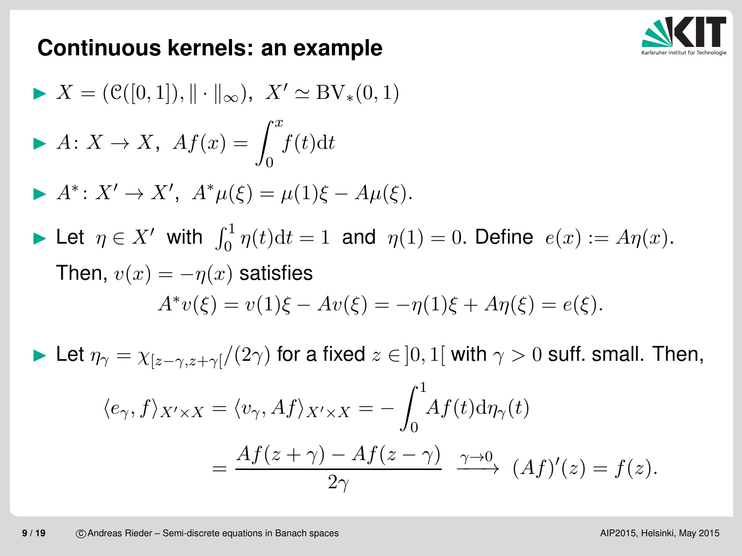## Continuous kernels: an example

- $X = (\mathcal{C}([0,1]), \|\cdot\|_\infty), \;\; X' \simeq \mathrm{BV}_*(0,1)$
- $A\colon X \to X, \;\; Af(x) = \displaystyle\int_0^x f(t)\mathrm{d}t$
- $A^*\colon X' \to X', \;\; A^*\mu(\xi) = \mu(1)\xi - A\mu(\xi).$
- Let $\eta \in X'$ with $\int_0^1 \eta(t)\mathrm{d}t = 1$ and $\eta(1) = 0$. Define $e(x) := A\eta(x)$. Then, $v(x) = -\eta(x)$ satisfies

$$A^*v(\xi) = v(1)\xi - Av(\xi) = -\eta(1)\xi + A\eta(\xi) = e(\xi).$$

- Let $\eta_\gamma = \chi_{[z-\gamma, z+\gamma[}/(2\gamma)$ for a fixed $z \in ]0,1[$ with $\gamma > 0$ suff. small. Then,

$$\begin{aligned}
\langle e_\gamma, f\rangle_{X'\times X} = \langle v_\gamma, Af\rangle_{X'\times X} &= -\int_0^1 Af(t)\mathrm{d}\eta_\gamma(t) \\
&= \frac{Af(z+\gamma) - Af(z-\gamma)}{2\gamma} \;\; \xrightarrow{\gamma\to 0} \;\; (Af)'(z) = f(z).
\end{aligned}$$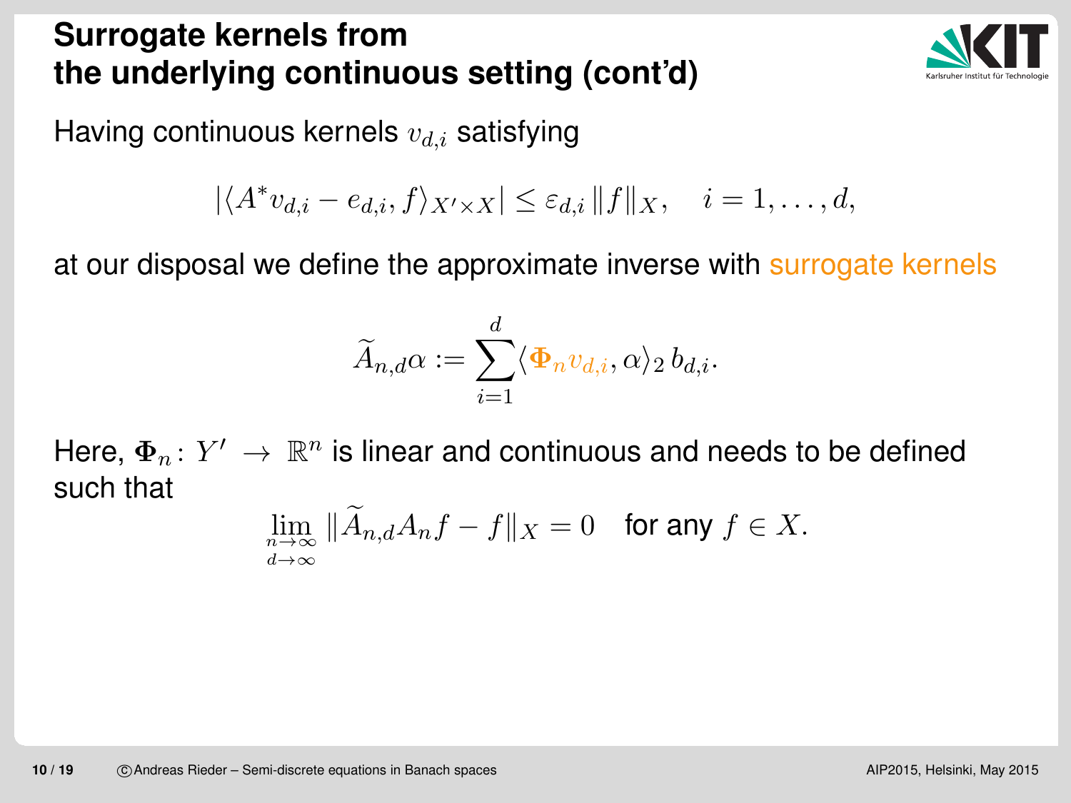# Surrogate kernels from the underlying continuous setting (cont'd)

Having continuous kernels $v_{d,i}$ satisfying

$$|\langle A^* v_{d,i} - e_{d,i}, f \rangle_{X' \times X}| \leq \varepsilon_{d,i} \, \|f\|_X, \quad i = 1, \ldots, d,$$

at our disposal we define the approximate inverse with surrogate kernels

$$\widetilde{A}_{n,d}\alpha := \sum_{i=1}^{d} \langle \mathbf{\Phi}_n v_{d,i}, \alpha \rangle_2 \, b_{d,i}.$$

Here, $\mathbf{\Phi}_n \colon Y' \to \mathbb{R}^n$ is linear and continuous and needs to be defined such that

$$\lim_{\substack{n \to \infty \\ d \to \infty}} \|\widetilde{A}_{n,d} A_n f - f\|_X = 0 \quad \text{for any } f \in X.$$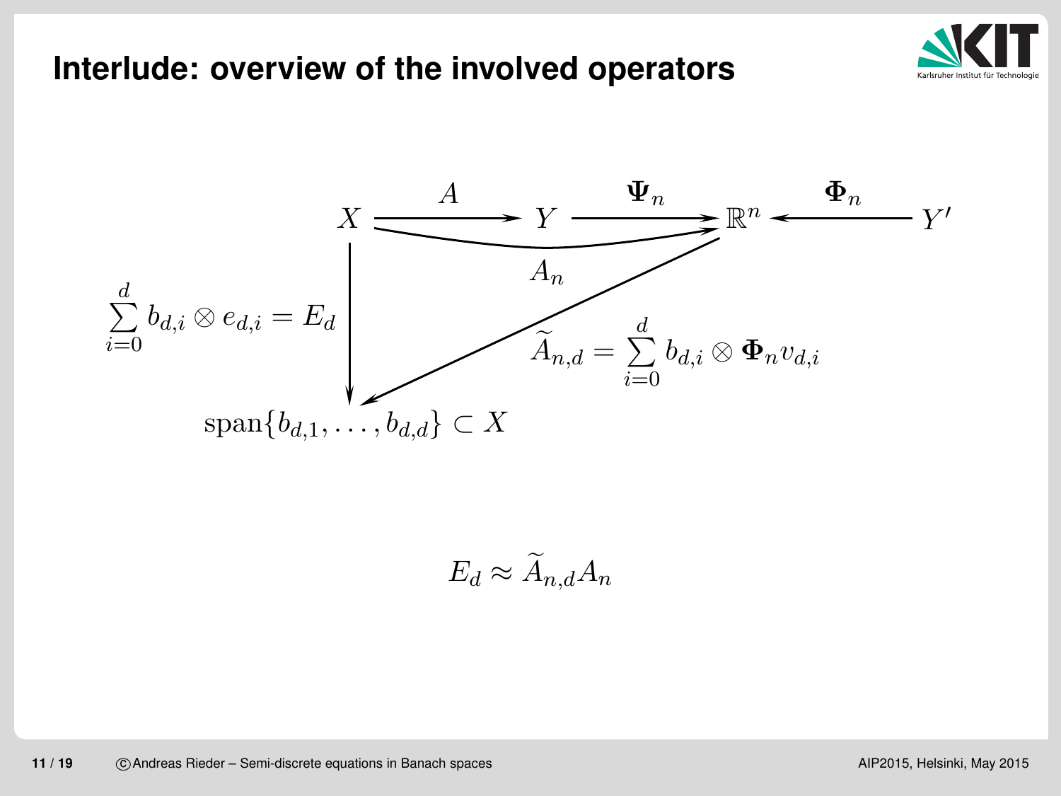# Interlude: overview of the involved operators

$$
\begin{array}{ccccccc}
X & \xrightarrow{A} & Y & \xrightarrow{\boldsymbol{\Psi}_n} & \mathbb{R}^n & \xleftarrow{\boldsymbol{\Phi}_n} & Y'
\end{array}
$$

$A_n : X \to \mathbb{R}^n$

$\sum_{i=0}^{d} b_{d,i} \otimes e_{d,i} = E_d : X \to \operatorname{span}\{b_{d,1}, \ldots, b_{d,d}\} \subset X$

$\widetilde{A}_{n,d} = \sum_{i=0}^{d} b_{d,i} \otimes \boldsymbol{\Phi}_n v_{d,i} : \mathbb{R}^n \to \operatorname{span}\{b_{d,1}, \ldots, b_{d,d}\} \subset X$

$$
E_d \approx \widetilde{A}_{n,d} A_n
$$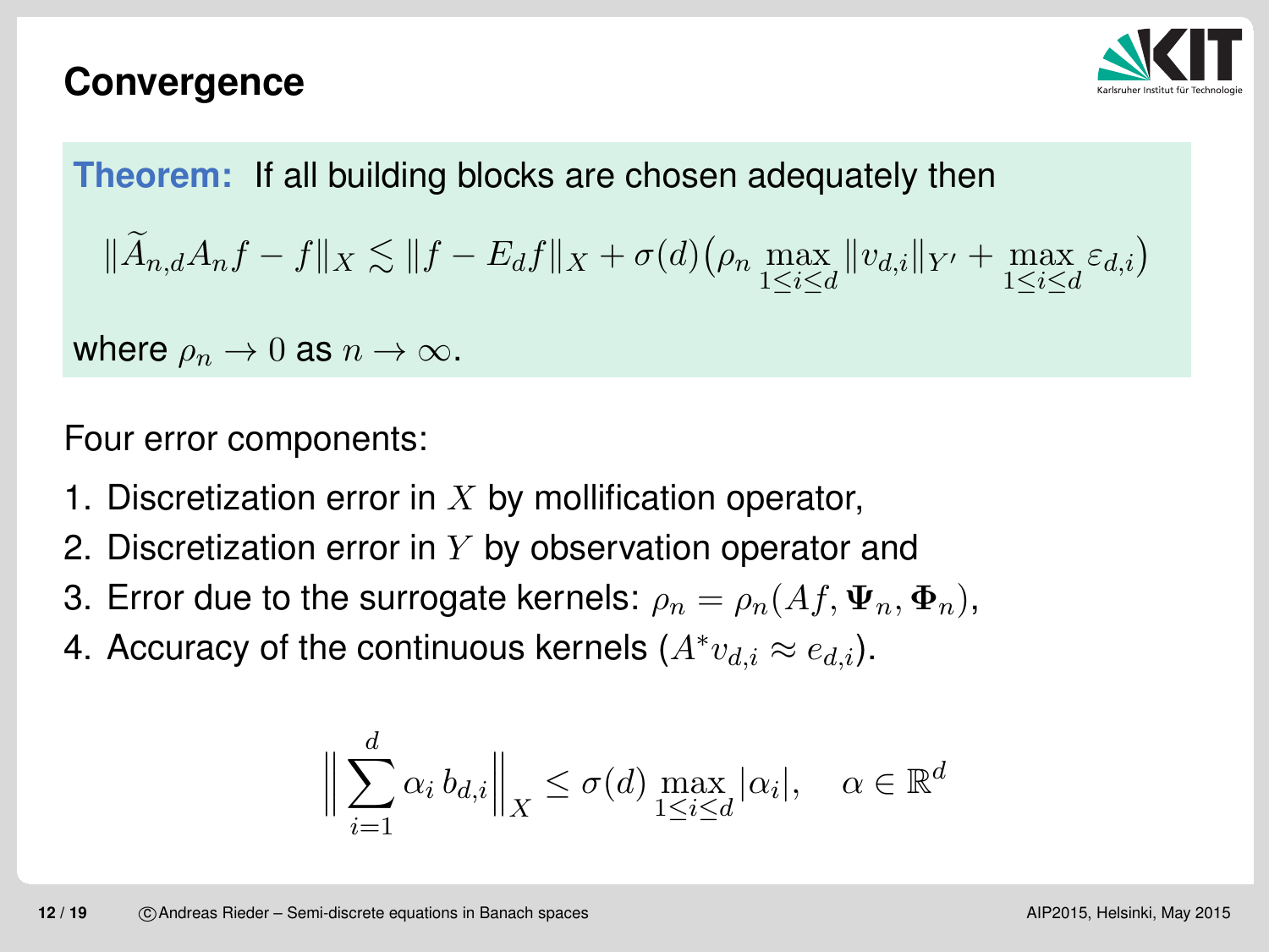# Convergence

**Theorem:** If all building blocks are chosen adequately then

$$\|\widetilde{A}_{n,d} A_n f - f\|_X \lesssim \|f - E_d f\|_X + \sigma(d)\big(\rho_n \max_{1 \le i \le d} \|v_{d,i}\|_{Y'} + \max_{1 \le i \le d} \varepsilon_{d,i}\big)$$

where $\rho_n \to 0$ as $n \to \infty$.

Four error components:

1. Discretization error in $X$ by mollification operator,
2. Discretization error in $Y$ by observation operator and
3. Error due to the surrogate kernels: $\rho_n = \rho_n(Af, \mathbf{\Psi}_n, \mathbf{\Phi}_n)$,
4. Accuracy of the continuous kernels ($A^* v_{d,i} \approx e_{d,i}$).

$$\Big\| \sum_{i=1}^{d} \alpha_i \, b_{d,i} \Big\|_X \le \sigma(d) \max_{1 \le i \le d} |\alpha_i|, \quad \alpha \in \mathbb{R}^d$$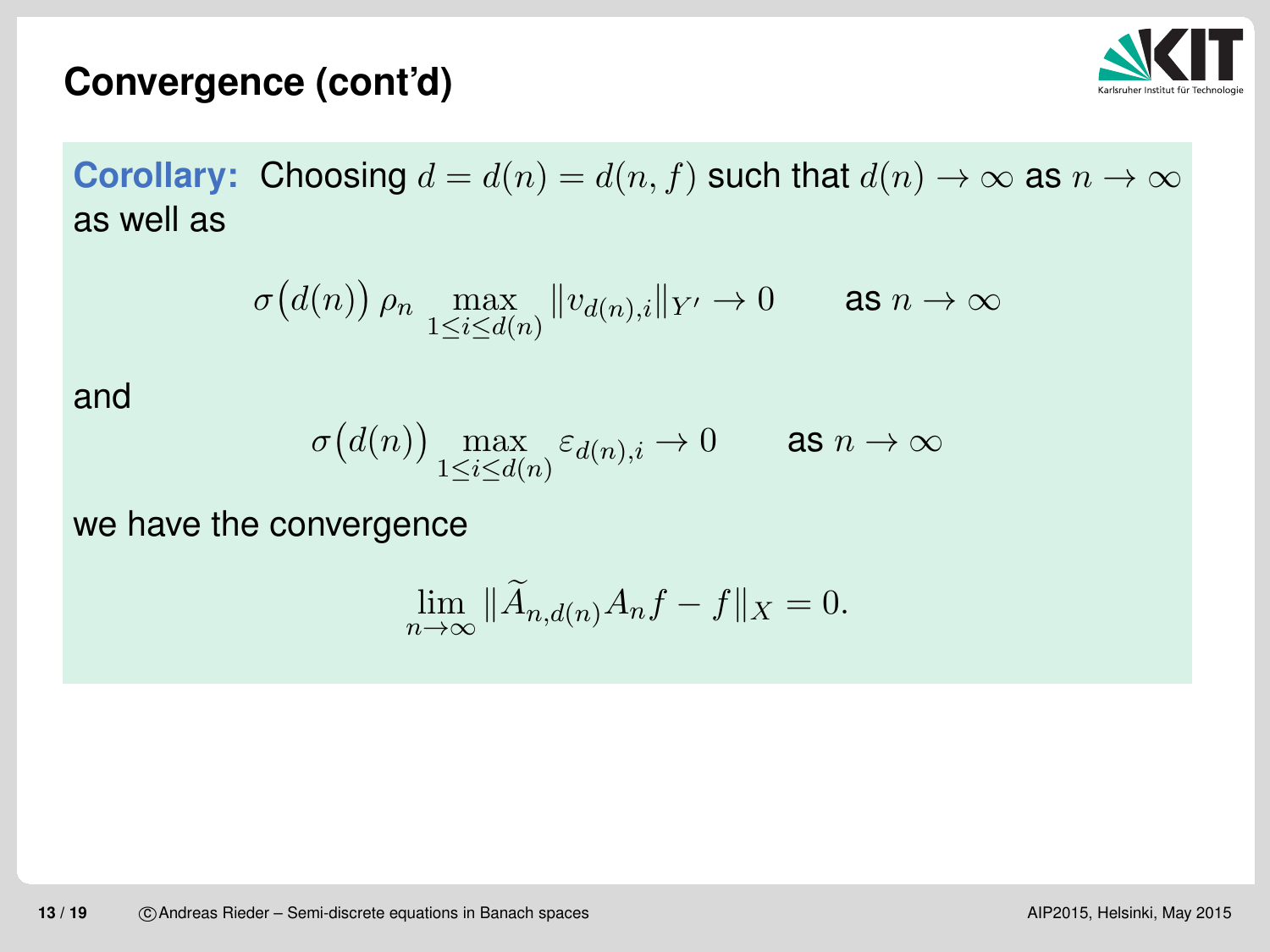## Convergence (cont'd)

**Corollary:** Choosing $d = d(n) = d(n, f)$ such that $d(n) \to \infty$ as $n \to \infty$ as well as

$$\sigma\big(d(n)\big)\, \rho_n \max_{1 \le i \le d(n)} \|v_{d(n),i}\|_{Y'} \to 0 \qquad \text{as } n \to \infty$$

and

$$\sigma\big(d(n)\big) \max_{1 \le i \le d(n)} \varepsilon_{d(n),i} \to 0 \qquad \text{as } n \to \infty$$

we have the convergence

$$\lim_{n \to \infty} \|\widetilde{A}_{n,d(n)} A_n f - f\|_X = 0.$$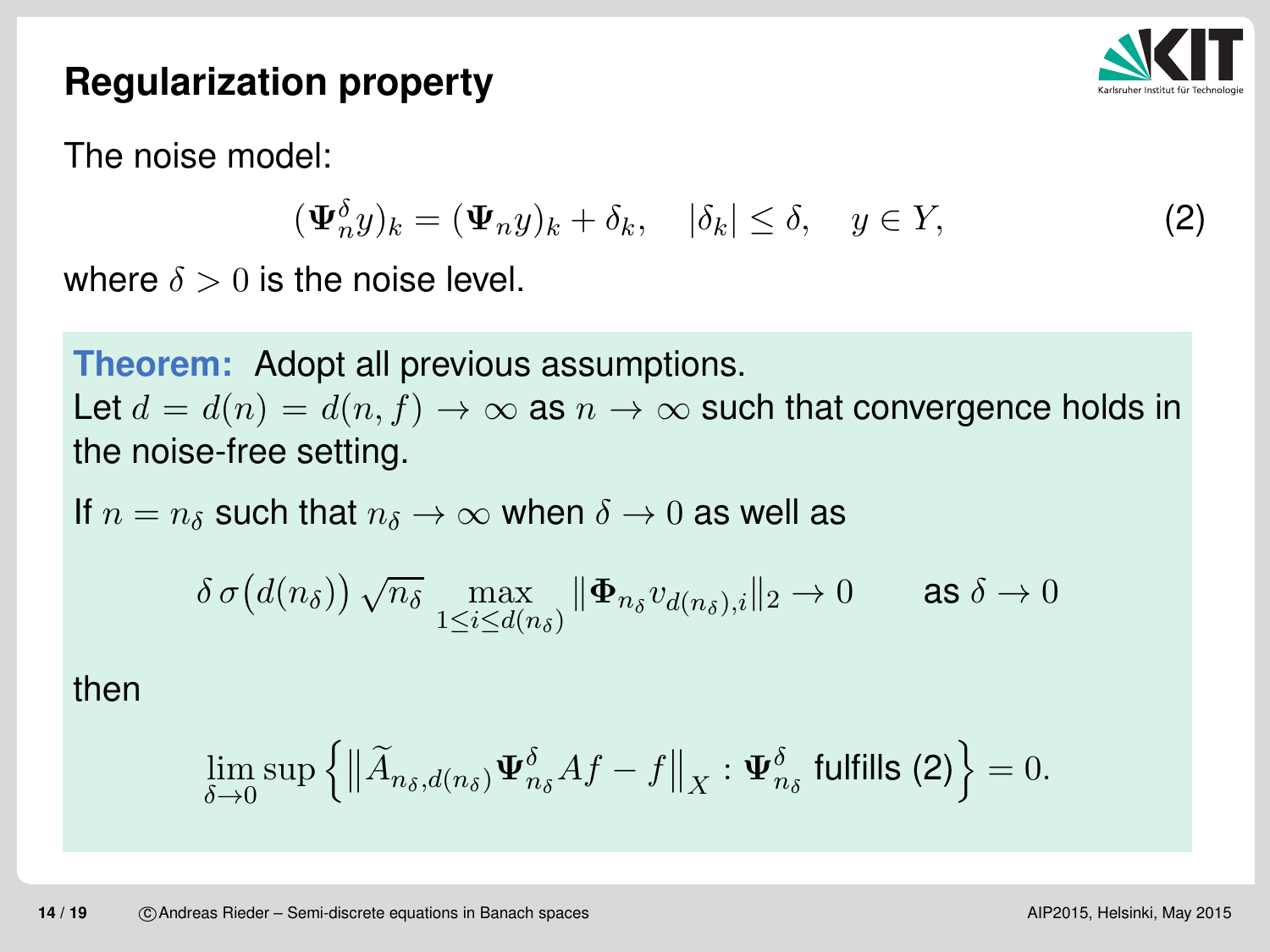# Regularization property

The noise model:

$$(\mathbf{\Psi}_n^\delta y)_k = (\mathbf{\Psi}_n y)_k + \delta_k, \quad |\delta_k| \leq \delta, \quad y \in Y, \tag{2}$$

where $\delta > 0$ is the noise level.

**Theorem:** Adopt all previous assumptions.
Let $d = d(n) = d(n, f) \to \infty$ as $n \to \infty$ such that convergence holds in the noise-free setting.

If $n = n_\delta$ such that $n_\delta \to \infty$ when $\delta \to 0$ as well as

$$\delta \, \sigma\big(d(n_\delta)\big) \, \sqrt{n_\delta} \max_{1 \leq i \leq d(n_\delta)} \|\mathbf{\Phi}_{n_\delta} v_{d(n_\delta),i}\|_2 \to 0 \qquad \text{as } \delta \to 0$$

then

$$\lim_{\delta \to 0} \sup \Big\{ \big\| \widetilde{A}_{n_\delta, d(n_\delta)} \mathbf{\Psi}_{n_\delta}^\delta A f - f \big\|_X : \mathbf{\Psi}_{n_\delta}^\delta \text{ fulfills (2)} \Big\} = 0.$$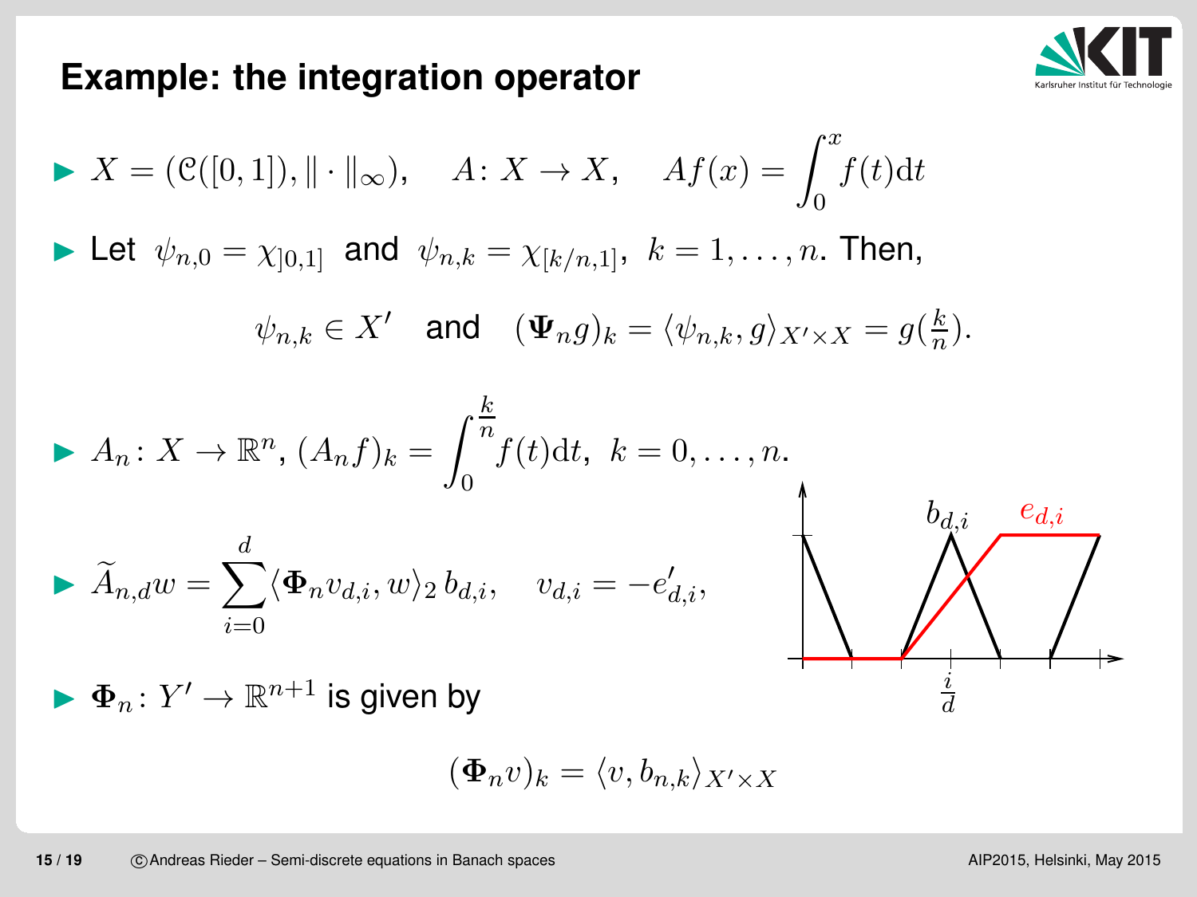## Example: the integration operator

- $X = (\mathcal{C}([0,1]), \|\cdot\|_\infty), \quad A\colon X \to X, \quad Af(x) = \displaystyle\int_0^x f(t)\mathrm{d}t$
- Let $\psi_{n,0} = \chi_{]0,1]}$ and $\psi_{n,k} = \chi_{[k/n,1]}$, $k = 1, \ldots, n$. Then,

$$\psi_{n,k} \in X' \quad \text{and} \quad (\mathbf{\Psi}_n g)_k = \langle \psi_{n,k}, g \rangle_{X' \times X} = g(\tfrac{k}{n}).$$

- $A_n\colon X \to \mathbb{R}^n$, $(A_n f)_k = \displaystyle\int_0^{\frac{k}{n}} f(t)\mathrm{d}t$, $k = 0, \ldots, n$.
- $\widetilde{A}_{n,d} w = \displaystyle\sum_{i=0}^{d} \langle \mathbf{\Phi}_n v_{d,i}, w \rangle_2 \, b_{d,i}, \quad v_{d,i} = -e'_{d,i},$
- $\mathbf{\Phi}_n\colon Y' \to \mathbb{R}^{n+1}$ is given by

$$(\mathbf{\Phi}_n v)_k = \langle v, b_{n,k} \rangle_{X' \times X}$$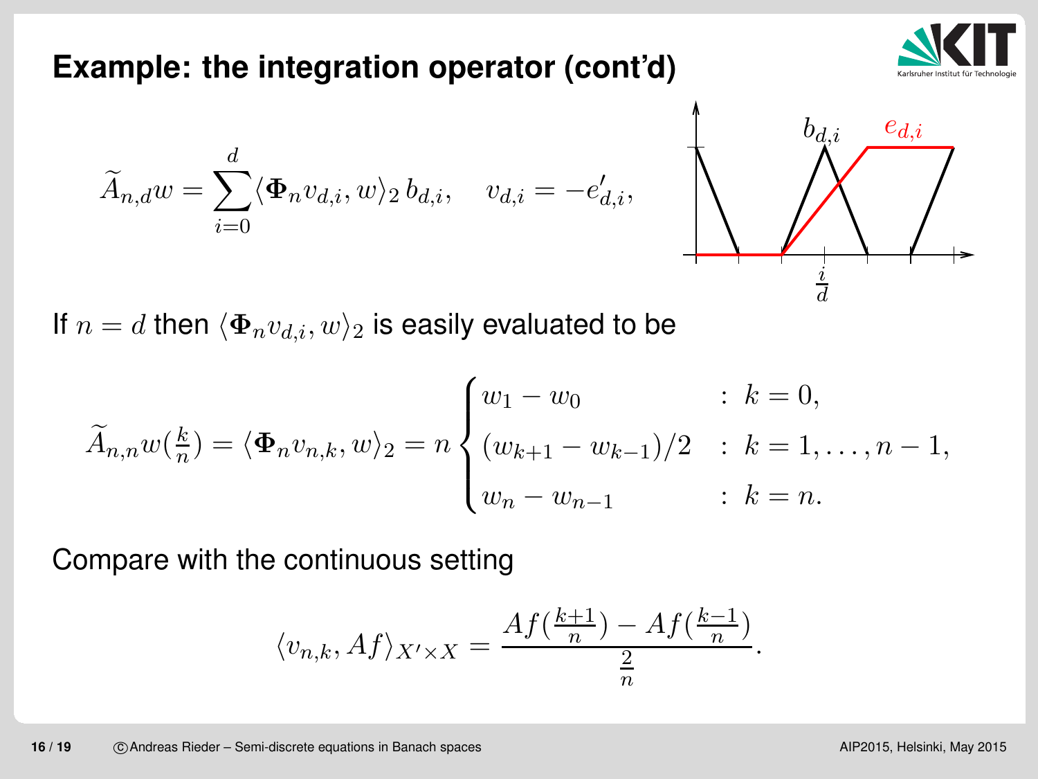# Example: the integration operator (cont'd)

$$\widetilde{A}_{n,d} w = \sum_{i=0}^{d} \langle \mathbf{\Phi}_n v_{d,i}, w \rangle_2 \, b_{d,i}, \quad v_{d,i} = -e'_{d,i},$$

If $n = d$ then $\langle \mathbf{\Phi}_n v_{d,i}, w \rangle_2$ is easily evaluated to be

$$\widetilde{A}_{n,n} w(\tfrac{k}{n}) = \langle \mathbf{\Phi}_n v_{n,k}, w \rangle_2 = n \begin{cases} w_1 - w_0 & : \ k = 0, \\ (w_{k+1} - w_{k-1})/2 & : \ k = 1, \ldots, n-1, \\ w_n - w_{n-1} & : \ k = n. \end{cases}$$

Compare with the continuous setting

$$\langle v_{n,k}, Af \rangle_{X' \times X} = \frac{Af(\frac{k+1}{n}) - Af(\frac{k-1}{n})}{\frac{2}{n}}.$$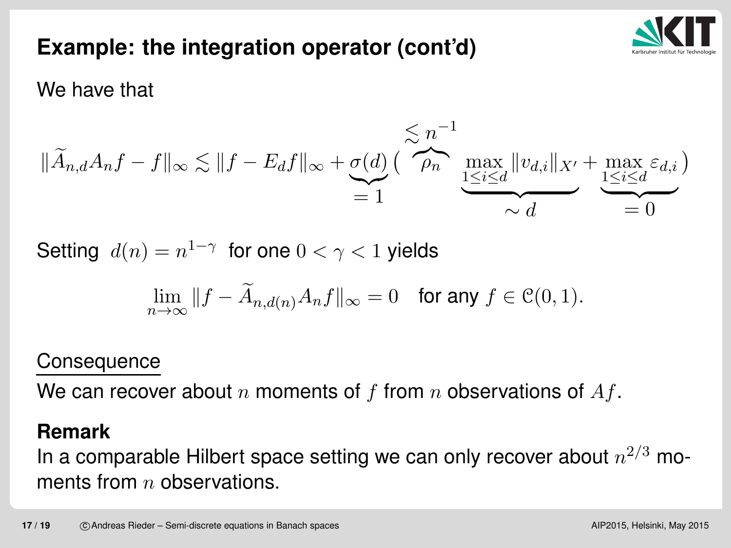## Example: the integration operator (cont'd)

We have that

$$\|\widetilde{A}_{n,d}A_n f - f\|_\infty \lesssim \|f - E_d f\|_\infty + \underbrace{\sigma(d)}_{=1}\Big(\overbrace{\rho_n}^{\lesssim n^{-1}} \underbrace{\max_{1\le i\le d}\|v_{d,i}\|_{X'}}_{\sim d} + \underbrace{\max_{1\le i\le d}\varepsilon_{d,i}}_{=0}\Big)$$

Setting $d(n) = n^{1-\gamma}$ for one $0 < \gamma < 1$ yields

$$\lim_{n\to\infty}\|f - \widetilde{A}_{n,d(n)}A_n f\|_\infty = 0 \quad \text{for any } f \in \mathcal{C}(0,1).$$

Consequence

We can recover about $n$ moments of $f$ from $n$ observations of $Af$.

**Remark**

In a comparable Hilbert space setting we can only recover about $n^{2/3}$ moments from $n$ observations.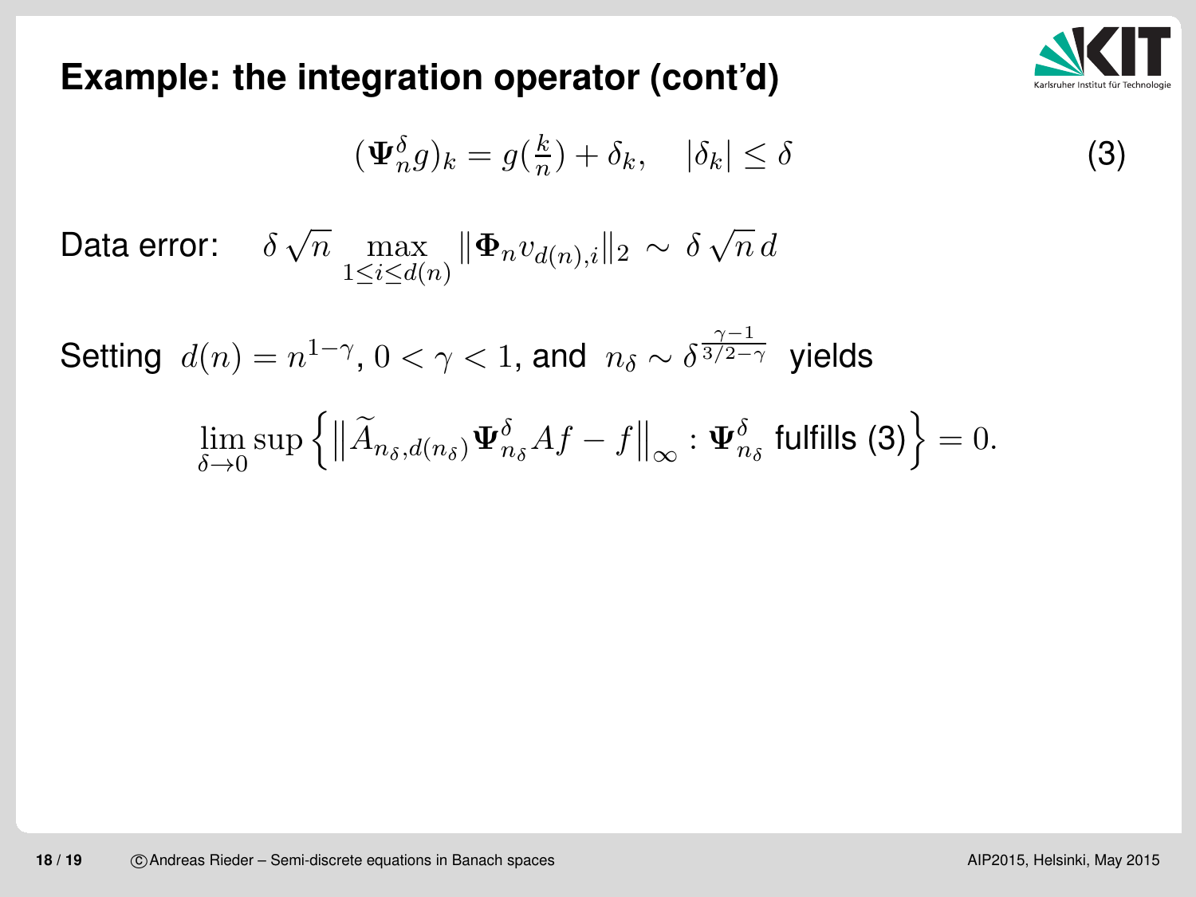## Example: the integration operator (cont'd)

$$(\mathbf{\Psi}_n^\delta g)_k = g(\tfrac{k}{n}) + \delta_k, \quad |\delta_k| \le \delta \tag{3}$$

Data error: $\delta\sqrt{n} \max\limits_{1 \le i \le d(n)} \|\mathbf{\Phi}_n v_{d(n),i}\|_2 \sim \delta\sqrt{n}\, d$

Setting $d(n) = n^{1-\gamma}$, $0 < \gamma < 1$, and $n_\delta \sim \delta^{\frac{\gamma-1}{3/2-\gamma}}$ yields

$$\lim_{\delta \to 0} \sup \left\{ \left\| \widetilde{A}_{n_\delta, d(n_\delta)} \mathbf{\Psi}_{n_\delta}^\delta A f - f \right\|_\infty : \mathbf{\Psi}_{n_\delta}^\delta \text{ fulfills (3)} \right\} = 0.$$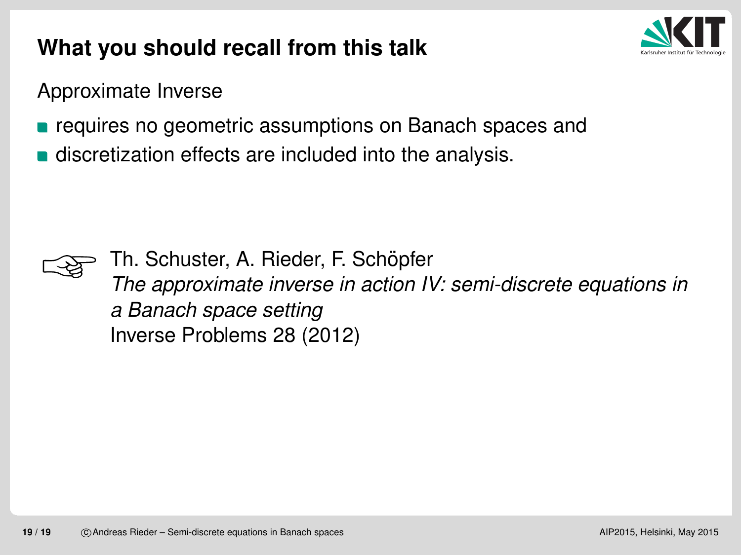## What you should recall from this talk

Approximate Inverse

- requires no geometric assumptions on Banach spaces and
- discretization effects are included into the analysis.

☞ Th. Schuster, A. Rieder, F. Schöpfer
*The approximate inverse in action IV: semi-discrete equations in a Banach space setting*
Inverse Problems 28 (2012)